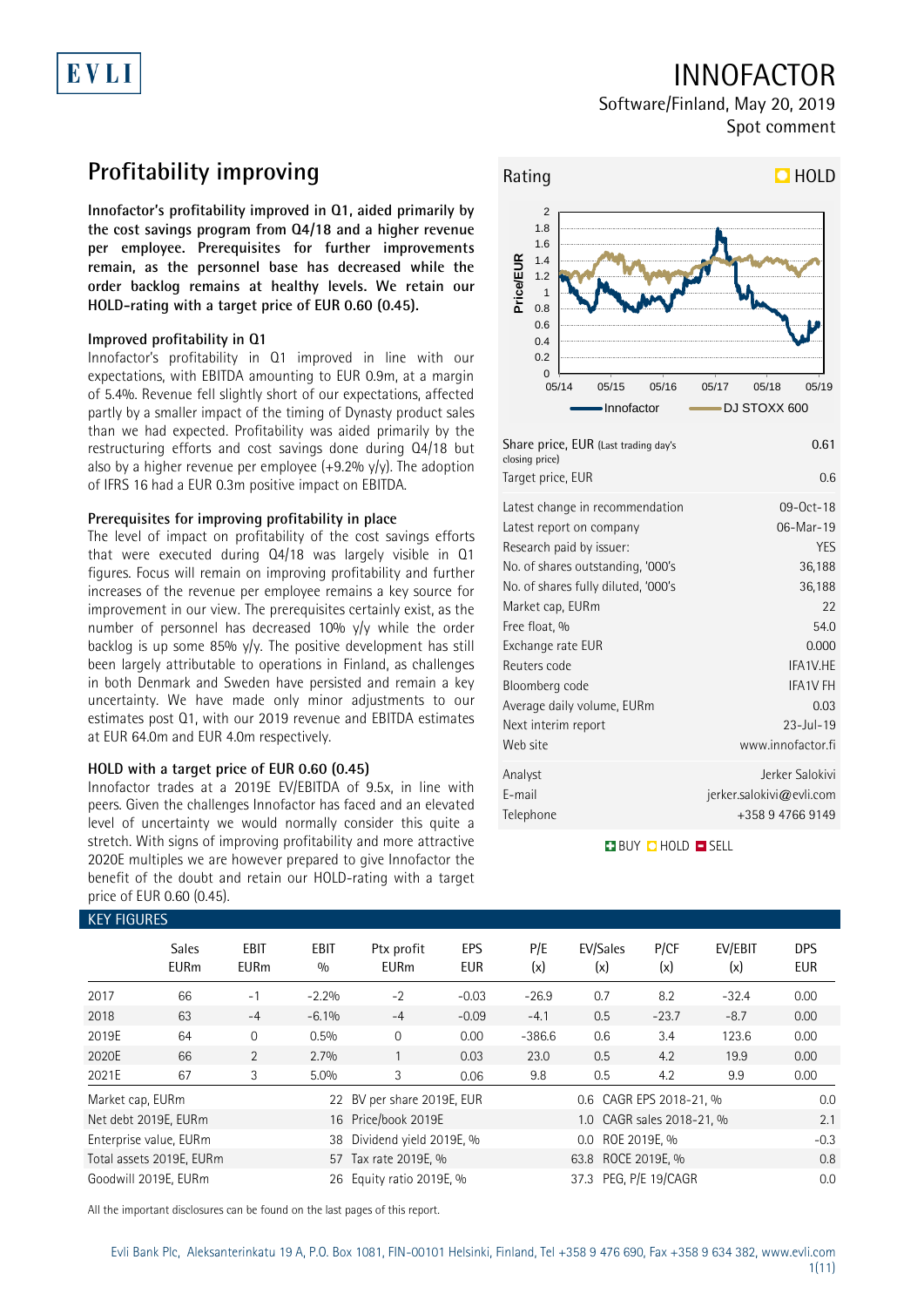EVLI

# INNOFACTOR

Software/Finland, May 20, 2019

Spot comment

## Profitability improving

**Innofactor's profitability improved in Q1, aided primarily by the cost savings program from Q4/18 and a higher revenue per employee. Prerequisites for further improvements remain, as the personnel base has decreased while the order backlog remains at healthy levels. We retain our HOLD-rating with a target price of EUR 0.60 (0.45).**

### Improved profitability in Q1

Innofactor's profitability in Q1 improved in line with our expectations, with EBITDA amounting to EUR 0.9m, at a margin of 5.4%. Revenue fell slightly short of our expectations, affected partly by a smaller impact of the timing of Dynasty product sales than we had expected. Profitability was aided primarily by the restructuring efforts and cost savings done during Q4/18 but also by a higher revenue per employee (+9.2% y/y). The adoption of IFRS 16 had a EUR 0.3m positive impact on EBITDA.

### Prerequisites for improving profitability in place

The level of impact on profitability of the cost savings efforts that were executed during Q4/18 was largely visible in Q1 figures. Focus will remain on improving profitability and further increases of the revenue per employee remains a key source for improvement in our view. The prerequisites certainly exist, as the number of personnel has decreased 10% y/y while the order backlog is up some 85% y/y. The positive development has still been largely attributable to operations in Finland, as challenges in both Denmark and Sweden have persisted and remain a key uncertainty. We have made only minor adjustments to our estimates post Q1, with our 2019 revenue and EBITDA estimates at EUR 64.0m and EUR 4.0m respectively.

### HOLD with a target price of EUR 0.60 (0.45)

Innofactor trades at a 2019E EV/EBITDA of 9.5x, in line with peers. Given the challenges Innofactor has faced and an elevated level of uncertainty we would normally consider this quite a stretch. With signs of improving profitability and more attractive 2020E multiples we are however prepared to give Innofactor the benefit of the doubt and retain our HOLD-rating with a target price of EUR 0.60 (0.45).

**Rating: HOLD**

| | |
|---|---|
| Share price, EUR (Last trading day's closing price) | 0.61 |
| Target price, EUR | 0.6 |
| Latest change in recommendation | 09-Oct-18 |
| Latest report on company | 06-Mar-19 |
| Research paid by issuer: | YES |
| No. of shares outstanding, '000's | 36,188 |
| No. of shares fully diluted, '000's | 36,188 |
| Market cap, EURm | 22 |
| Free float, % | 54.0 |
| Exchange rate EUR | 0.000 |
| Reuters code | IFA1V.HE |
| Bloomberg code | IFA1V FH |
| Average daily volume, EURm | 0.03 |
| Next interim report | 23-Jul-19 |
| Web site | www.innofactor.fi |
| Analyst | Jerker Salokivi |
| E-mail | jerker.salokivi@evli.com |
| Telephone | +358 9 4766 9149 |

BUY HOLD SELL

### KEY FIGURES

| | Sales EURm | EBIT EURm | EBIT % | Ptx profit EURm | EPS EUR | P/E (x) | EV/Sales (x) | P/CF (x) | EV/EBIT (x) | DPS EUR |
|---|---|---|---|---|---|---|---|---|---|---|
| 2017 | 66 | -1 | -2.2% | -2 | -0.03 | -26.9 | 0.7 | 8.2 | -32.4 | 0.00 |
| 2018 | 63 | -4 | -6.1% | -4 | -0.09 | -4.1 | 0.5 | -23.7 | -8.7 | 0.00 |
| 2019E | 64 | 0 | 0.5% | 0 | 0.00 | -386.6 | 0.6 | 3.4 | 123.6 | 0.00 |
| 2020E | 66 | 2 | 2.7% | 1 | 0.03 | 23.0 | 0.5 | 4.2 | 19.9 | 0.00 |
| 2021E | 67 | 3 | 5.0% | 3 | 0.06 | 9.8 | 0.5 | 4.2 | 9.9 | 0.00 |

| | | | | | |
|---|---|---|---|---|---|
| Market cap, EURm | 22 | BV per share 2019E, EUR | 0.6 | CAGR EPS 2018-21, % | 0.0 |
| Net debt 2019E, EURm | 16 | Price/book 2019E | 1.0 | CAGR sales 2018-21, % | 2.1 |
| Enterprise value, EURm | 38 | Dividend yield 2019E, % | 0.0 | ROE 2019E, % | -0.3 |
| Total assets 2019E, EURm | 57 | Tax rate 2019E, % | 63.8 | ROCE 2019E, % | 0.8 |
| Goodwill 2019E, EURm | 26 | Equity ratio 2019E, % | 37.3 | PEG, P/E 19/CAGR | 0.0 |

All the important disclosures can be found on the last pages of this report.

Evli Bank Plc, Aleksanterinkatu 19 A, P.O. Box 1081, FIN-00101 Helsinki, Finland, Tel +358 9 476 690, Fax +358 9 634 382, www.evli.com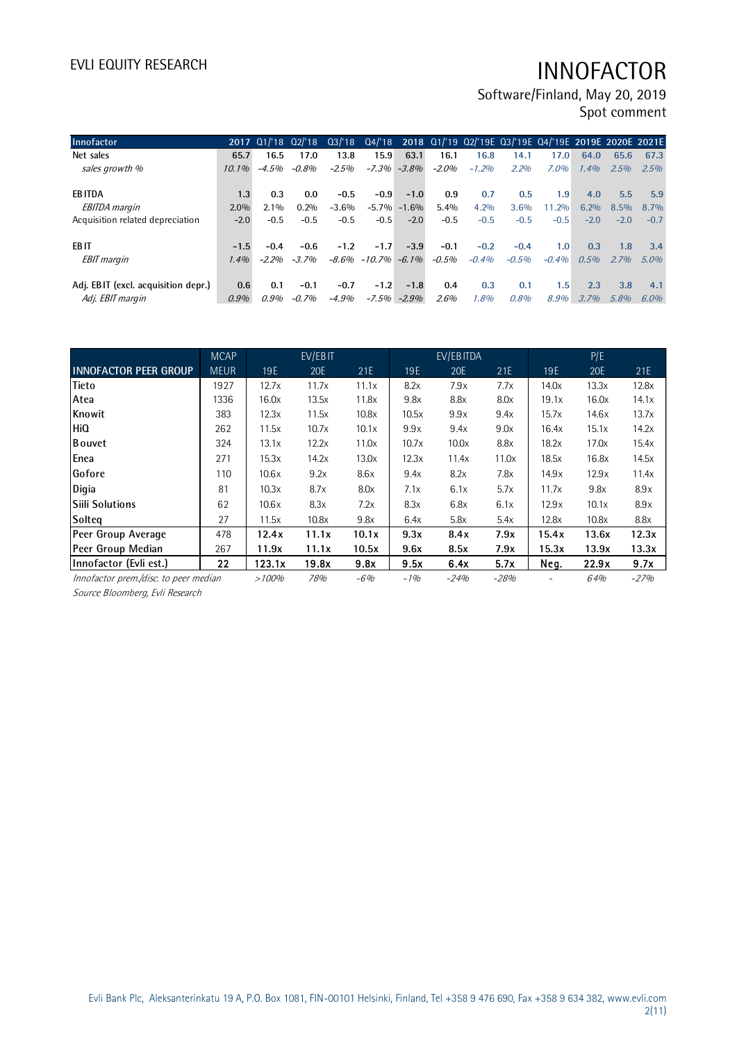| Innofactor | 2017 | Q1/'18 | Q2/'18 | Q3/'18 | Q4/'18 | 2018 | Q1/'19 | Q2/'19E | Q3/'19E | Q4/'19E | 2019E | 2020E | 2021E |
|---|---|---|---|---|---|---|---|---|---|---|---|---|---|
| Net sales | 65.7 | 16.5 | 17.0 | 13.8 | 15.9 | 63.1 | 16.1 | 16.8 | 14.1 | 17.0 | 64.0 | 65.6 | 67.3 |
| *sales growth %* | *10.1%* | *-4.5%* | *-0.8%* | *-2.5%* | *-7.3%* | *-3.8%* | *-2.0%* | *-1.2%* | *2.2%* | *7.0%* | *1.4%* | *2.5%* | *2.5%* |
| | | | | | | | | | | | | | |
| EBITDA | 1.3 | 0.3 | 0.0 | -0.5 | -0.9 | -1.0 | 0.9 | 0.7 | 0.5 | 1.9 | 4.0 | 5.5 | 5.9 |
| *EBITDA margin* | 2.0% | 2.1% | 0.2% | -3.6% | -5.7% | -1.6% | 5.4% | 4.2% | 3.6% | 11.2% | 6.2% | 8.5% | 8.7% |
| Acquisition related depreciation | -2.0 | -0.5 | -0.5 | -0.5 | -0.5 | -2.0 | -0.5 | -0.5 | -0.5 | -0.5 | -2.0 | -2.0 | -0.7 |
| | | | | | | | | | | | | | |
| EBIT | -1.5 | -0.4 | -0.6 | -1.2 | -1.7 | -3.9 | -0.1 | -0.2 | -0.4 | 1.0 | 0.3 | 1.8 | 3.4 |
| *EBIT margin* | *1.4%* | *-2.2%* | *-3.7%* | *-8.6%* | *-10.7%* | *-6.1%* | *-0.5%* | *-0.4%* | *-0.5%* | *-0.4%* | *0.5%* | *2.7%* | *5.0%* |
| | | | | | | | | | | | | | |
| Adj. EBIT (excl. acquisition depr.) | 0.6 | 0.1 | -0.1 | -0.7 | -1.2 | -1.8 | 0.4 | 0.3 | 0.1 | 1.5 | 2.3 | 3.8 | 4.1 |
| *Adj. EBIT margin* | *0.9%* | *0.9%* | *-0.7%* | *-4.9%* | *-7.5%* | *-2.9%* | *2.6%* | *1.8%* | *0.8%* | *8.9%* | *3.7%* | *5.8%* | *6.0%* |

| | MCAP | EV/EBIT | | | EV/EBITDA | | | P/E | | |
|---|---|---|---|---|---|---|---|---|---|---|
| **INNOFACTOR PEER GROUP** | MEUR | 19E | 20E | 21E | 19E | 20E | 21E | 19E | 20E | 21E |
| Tieto | 1927 | 12.7x | 11.7x | 11.1x | 8.2x | 7.9x | 7.7x | 14.0x | 13.3x | 12.8x |
| Atea | 1336 | 16.0x | 13.5x | 11.8x | 9.8x | 8.8x | 8.0x | 19.1x | 16.0x | 14.1x |
| Knowit | 383 | 12.3x | 11.5x | 10.8x | 10.5x | 9.9x | 9.4x | 15.7x | 14.6x | 13.7x |
| HiQ | 262 | 11.5x | 10.7x | 10.1x | 9.9x | 9.4x | 9.0x | 16.4x | 15.1x | 14.2x |
| Bouvet | 324 | 13.1x | 12.2x | 11.0x | 10.7x | 10.0x | 8.8x | 18.2x | 17.0x | 15.4x |
| Enea | 271 | 15.3x | 14.2x | 13.0x | 12.3x | 11.4x | 11.0x | 18.5x | 16.8x | 14.5x |
| Gofore | 110 | 10.6x | 9.2x | 8.6x | 9.4x | 8.2x | 7.8x | 14.9x | 12.9x | 11.4x |
| Digia | 81 | 10.3x | 8.7x | 8.0x | 7.1x | 6.1x | 5.7x | 11.7x | 9.8x | 8.9x |
| Siili Solutions | 62 | 10.6x | 8.3x | 7.2x | 8.3x | 6.8x | 6.1x | 12.9x | 10.1x | 8.9x |
| Solteq | 27 | 11.5x | 10.8x | 9.8x | 6.4x | 5.8x | 5.4x | 12.8x | 10.8x | 8.8x |
| **Peer Group Average** | 478 | **12.4x** | **11.1x** | **10.1x** | **9.3x** | **8.4x** | **7.9x** | **15.4x** | **13.6x** | **12.3x** |
| **Peer Group Median** | 267 | **11.9x** | **11.1x** | **10.5x** | **9.6x** | **8.5x** | **7.9x** | **15.3x** | **13.9x** | **13.3x** |
| **Innofactor (Evli est.)** | **22** | **123.1x** | **19.8x** | **9.8x** | **9.5x** | **6.4x** | **5.7x** | **Neg.** | **22.9x** | **9.7x** |
| *Innofactor prem./disc. to peer median* | | *>100%* | *78%* | *-6%* | *-1%* | *-24%* | *-28%* | - | *64%* | *-27%* |

*Source Bloomberg, Evli Research*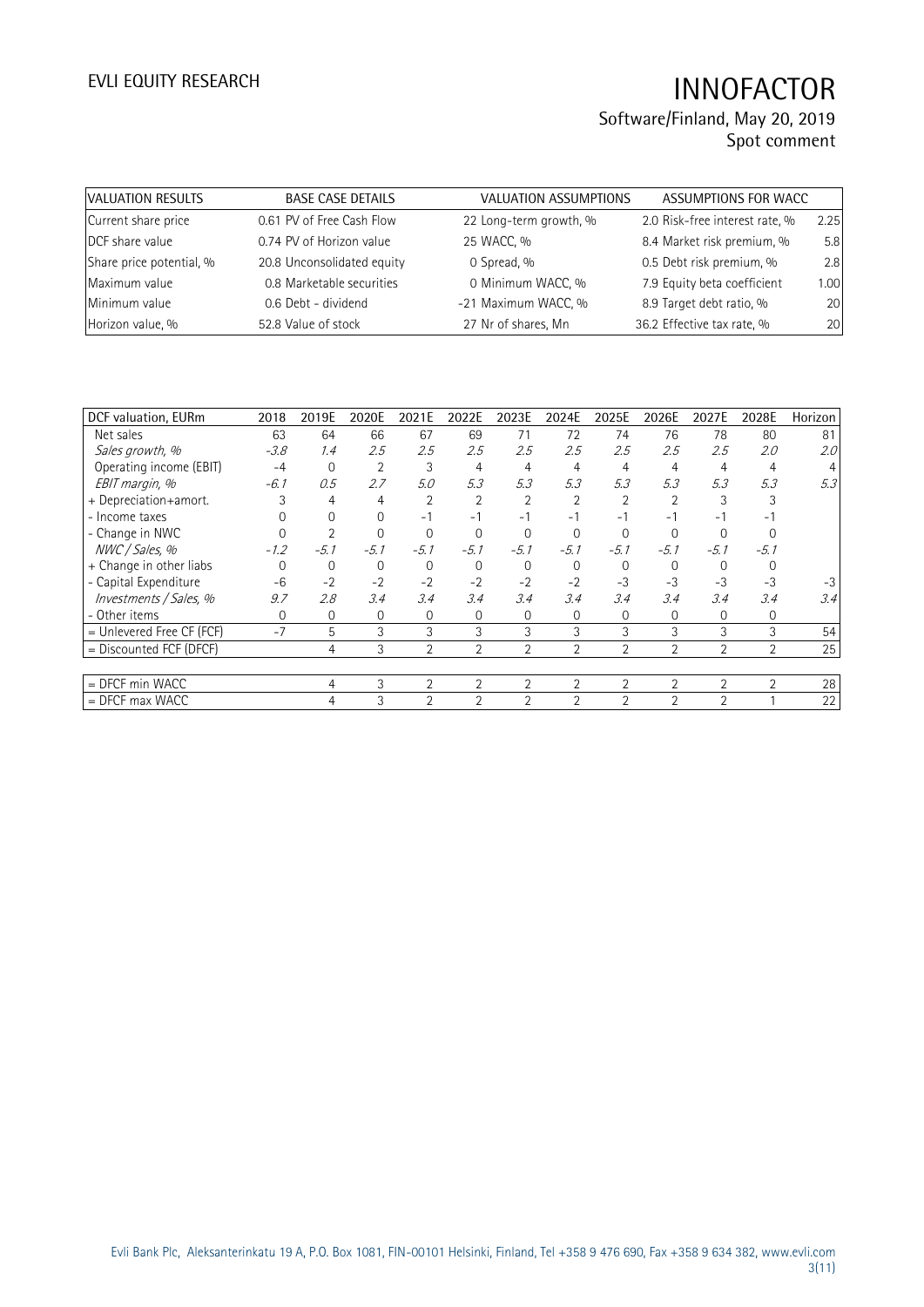| VALUATION RESULTS | BASE CASE DETAILS | | VALUATION ASSUMPTIONS | | ASSUMPTIONS FOR WACC | |
|---|---|---|---|---|---|---|
| Current share price | 0.61 | PV of Free Cash Flow | 22 | Long-term growth, % | 2.0 | Risk-free interest rate, % | 2.25 |
| DCF share value | 0.74 | PV of Horizon value | 25 | WACC, % | 8.4 | Market risk premium, % | 5.8 |
| Share price potential, % | 20.8 | Unconsolidated equity | 0 | Spread, % | 0.5 | Debt risk premium, % | 2.8 |
| Maximum value | 0.8 | Marketable securities | 0 | Minimum WACC, % | 7.9 | Equity beta coefficient | 1.00 |
| Minimum value | 0.6 | Debt - dividend | -21 | Maximum WACC, % | 8.9 | Target debt ratio, % | 20 |
| Horizon value, % | 52.8 | Value of stock | 27 | Nr of shares, Mn | 36.2 | Effective tax rate, % | 20 |

| DCF valuation, EURm | 2018 | 2019E | 2020E | 2021E | 2022E | 2023E | 2024E | 2025E | 2026E | 2027E | 2028E | Horizon |
|---|---|---|---|---|---|---|---|---|---|---|---|---|
| Net sales | 63 | 64 | 66 | 67 | 69 | 71 | 72 | 74 | 76 | 78 | 80 | 81 |
| *Sales growth, %* | *-3.8* | *1.4* | *2.5* | *2.5* | *2.5* | *2.5* | *2.5* | *2.5* | *2.5* | *2.5* | *2.0* | *2.0* |
| Operating income (EBIT) | -4 | 0 | 2 | 3 | 4 | 4 | 4 | 4 | 4 | 4 | 4 | 4 |
| *EBIT margin, %* | *-6.1* | *0.5* | *2.7* | *5.0* | *5.3* | *5.3* | *5.3* | *5.3* | *5.3* | *5.3* | *5.3* | *5.3* |
| + Depreciation+amort. | 3 | 4 | 4 | 2 | 2 | 2 | 2 | 2 | 2 | 3 | 3 | |
| - Income taxes | 0 | 0 | 0 | -1 | -1 | -1 | -1 | -1 | -1 | -1 | -1 | |
| - Change in NWC | 0 | 2 | 0 | 0 | 0 | 0 | 0 | 0 | 0 | 0 | 0 | |
| *NWC / Sales, %* | *-1.2* | *-5.1* | *-5.1* | *-5.1* | *-5.1* | *-5.1* | *-5.1* | *-5.1* | *-5.1* | *-5.1* | *-5.1* | |
| + Change in other liabs | 0 | 0 | 0 | 0 | 0 | 0 | 0 | 0 | 0 | 0 | 0 | |
| - Capital Expenditure | -6 | -2 | -2 | -2 | -2 | -2 | -2 | -3 | -3 | -3 | -3 | -3 |
| *Investments / Sales, %* | *9.7* | *2.8* | *3.4* | *3.4* | *3.4* | *3.4* | *3.4* | *3.4* | *3.4* | *3.4* | *3.4* | *3.4* |
| - Other items | 0 | 0 | 0 | 0 | 0 | 0 | 0 | 0 | 0 | 0 | 0 | |
| = Unlevered Free CF (FCF) | -7 | 5 | 3 | 3 | 3 | 3 | 3 | 3 | 3 | 3 | 3 | 54 |
| = Discounted FCF (DFCF) | | 4 | 3 | 2 | 2 | 2 | 2 | 2 | 2 | 2 | 2 | 25 |
| | | | | | | | | | | | | |
| = DFCF min WACC | | 4 | 3 | 2 | 2 | 2 | 2 | 2 | 2 | 2 | 2 | 28 |
| = DFCF max WACC | | 4 | 3 | 2 | 2 | 2 | 2 | 2 | 2 | 2 | 1 | 22 |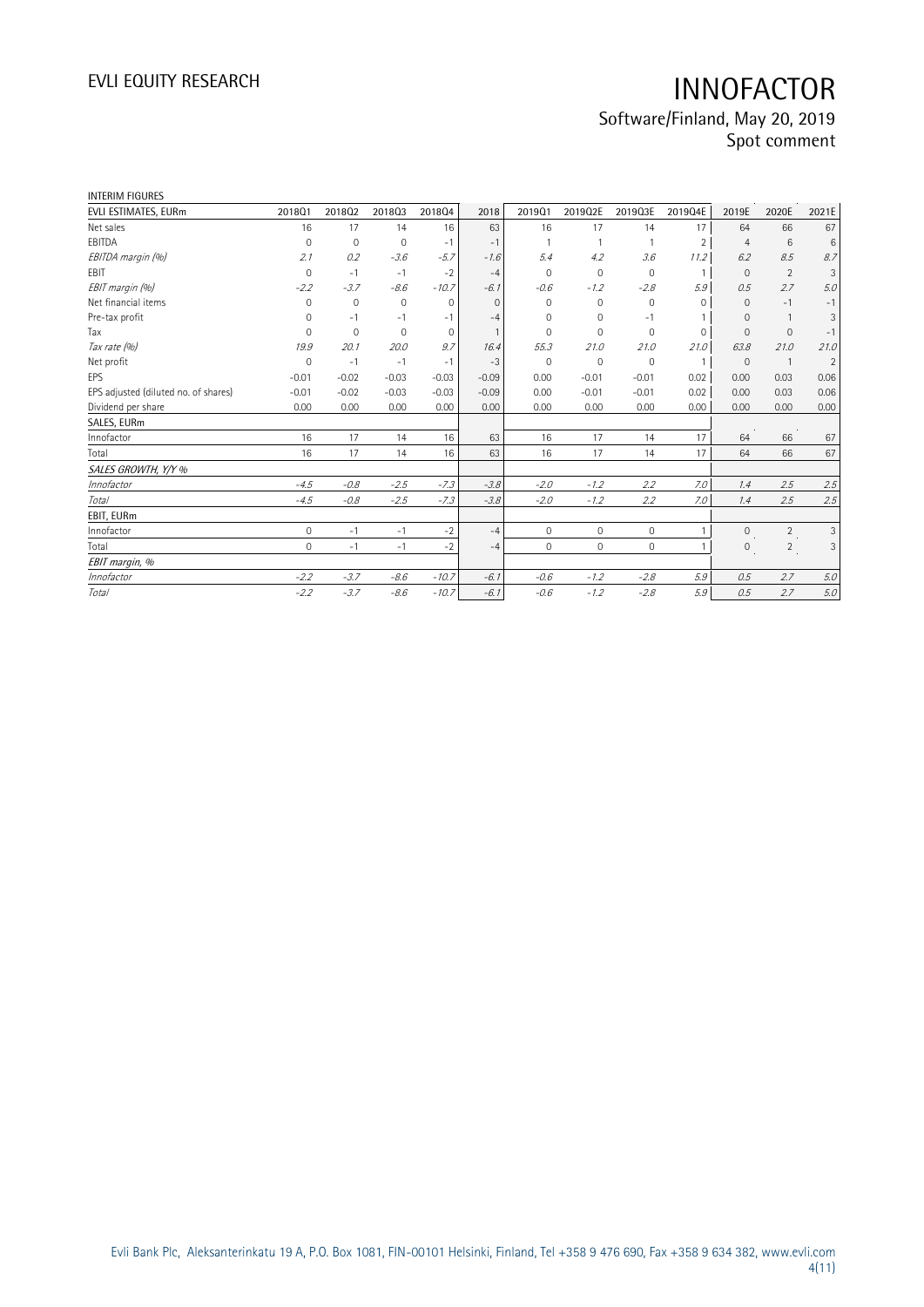INTERIM FIGURES

| EVLI ESTIMATES, EURm | 2018Q1 | 2018Q2 | 2018Q3 | 2018Q4 | 2018 | 2019Q1 | 2019Q2E | 2019Q3E | 2019Q4E | 2019E | 2020E | 2021E |
|---|---|---|---|---|---|---|---|---|---|---|---|---|
| Net sales | 16 | 17 | 14 | 16 | 63 | 16 | 17 | 14 | 17 | 64 | 66 | 67 |
| EBITDA | 0 | 0 | 0 | -1 | -1 | 1 | 1 | 1 | 2 | 4 | 6 | 6 |
| *EBITDA margin (%)* | *2.1* | *0.2* | *-3.6* | *-5.7* | *-1.6* | *5.4* | *4.2* | *3.6* | *11.2* | *6.2* | *8.5* | *8.7* |
| EBIT | 0 | -1 | -1 | -2 | -4 | 0 | 0 | 0 | 1 | 0 | 2 | 3 |
| *EBIT margin (%)* | *-2.2* | *-3.7* | *-8.6* | *-10.7* | *-6.1* | *-0.6* | *-1.2* | *-2.8* | *5.9* | *0.5* | *2.7* | *5.0* |
| Net financial items | 0 | 0 | 0 | 0 | 0 | 0 | 0 | 0 | 0 | 0 | -1 | -1 |
| Pre-tax profit | 0 | -1 | -1 | -1 | -4 | 0 | 0 | -1 | 1 | 0 | 1 | 3 |
| Tax | 0 | 0 | 0 | 0 | 1 | 0 | 0 | 0 | 0 | 0 | 0 | -1 |
| *Tax rate (%)* | *19.9* | *20.1* | *20.0* | *9.7* | *16.4* | *55.3* | *21.0* | *21.0* | *21.0* | *63.8* | *21.0* | *21.0* |
| Net profit | 0 | -1 | -1 | -1 | -3 | 0 | 0 | 0 | 1 | 0 | 1 | 2 |
| EPS | -0.01 | -0.02 | -0.03 | -0.03 | -0.09 | 0.00 | -0.01 | -0.01 | 0.02 | 0.00 | 0.03 | 0.06 |
| EPS adjusted (diluted no. of shares) | -0.01 | -0.02 | -0.03 | -0.03 | -0.09 | 0.00 | -0.01 | -0.01 | 0.02 | 0.00 | 0.03 | 0.06 |
| Dividend per share | 0.00 | 0.00 | 0.00 | 0.00 | 0.00 | 0.00 | 0.00 | 0.00 | 0.00 | 0.00 | 0.00 | 0.00 |
| SALES, EURm | | | | | | | | | | | | |
| Innofactor | 16 | 17 | 14 | 16 | 63 | 16 | 17 | 14 | 17 | 64 | 66 | 67 |
| Total | 16 | 17 | 14 | 16 | 63 | 16 | 17 | 14 | 17 | 64 | 66 | 67 |
| *SALES GROWTH, Y/Y %* | | | | | | | | | | | | |
| *Innofactor* | *-4.5* | *-0.8* | *-2.5* | *-7.3* | *-3.8* | *-2.0* | *-1.2* | *2.2* | *7.0* | *1.4* | *2.5* | *2.5* |
| *Total* | *-4.5* | *-0.8* | *-2.5* | *-7.3* | *-3.8* | *-2.0* | *-1.2* | *2.2* | *7.0* | *1.4* | *2.5* | *2.5* |
| EBIT, EURm | | | | | | | | | | | | |
| Innofactor | 0 | -1 | -1 | -2 | -4 | 0 | 0 | 0 | 1 | 0 | 2 | 3 |
| Total | 0 | -1 | -1 | -2 | -4 | 0 | 0 | 0 | 1 | 0 | 2 | 3 |
| *EBIT margin, %* | | | | | | | | | | | | |
| *Innofactor* | *-2.2* | *-3.7* | *-8.6* | *-10.7* | *-6.1* | *-0.6* | *-1.2* | *-2.8* | *5.9* | *0.5* | *2.7* | *5.0* |
| *Total* | *-2.2* | *-3.7* | *-8.6* | *-10.7* | *-6.1* | *-0.6* | *-1.2* | *-2.8* | *5.9* | *0.5* | *2.7* | *5.0* |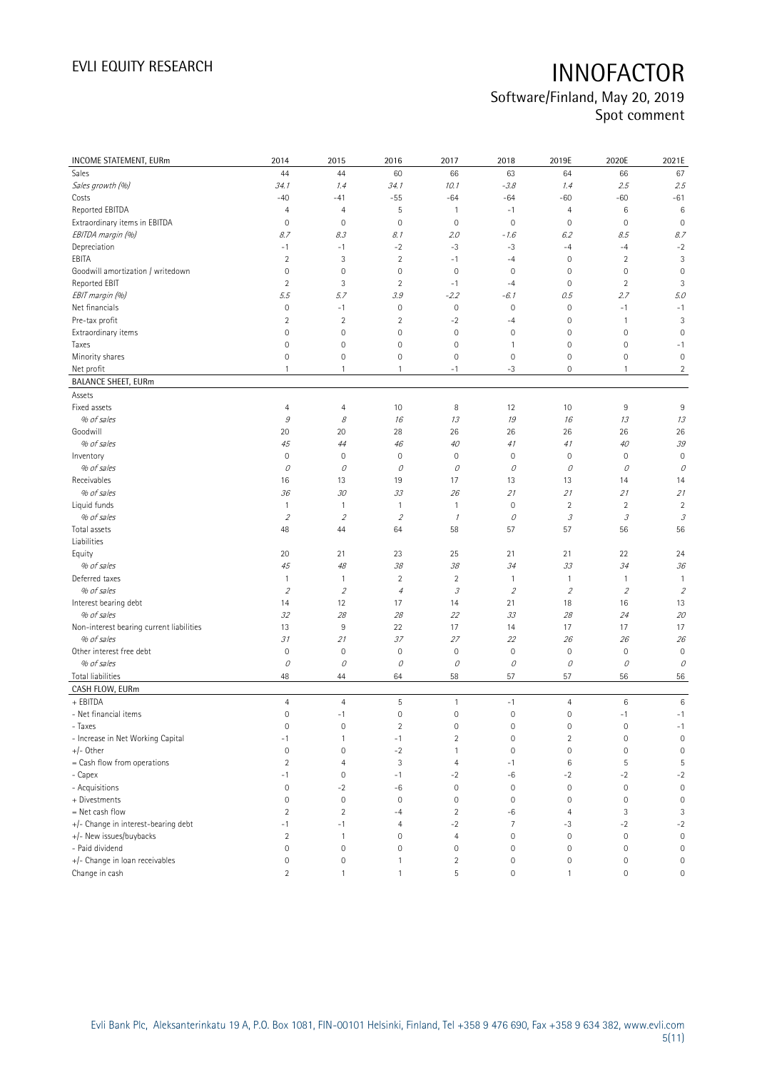| INCOME STATEMENT, EURm | 2014 | 2015 | 2016 | 2017 | 2018 | 2019E | 2020E | 2021E |
|---|---|---|---|---|---|---|---|---|
| Sales | 44 | 44 | 60 | 66 | 63 | 64 | 66 | 67 |
| *Sales growth (%)* | *34.1* | *1.4* | *34.1* | *10.1* | *-3.8* | *1.4* | *2.5* | *2.5* |
| Costs | -40 | -41 | -55 | -64 | -64 | -60 | -60 | -61 |
| Reported EBITDA | 4 | 4 | 5 | 1 | -1 | 4 | 6 | 6 |
| Extraordinary items in EBITDA | 0 | 0 | 0 | 0 | 0 | 0 | 0 | 0 |
| *EBITDA margin (%)* | *8.7* | *8.3* | *8.1* | *2.0* | *-1.6* | *6.2* | *8.5* | *8.7* |
| Depreciation | -1 | -1 | -2 | -3 | -3 | -4 | -4 | -2 |
| EBITA | 2 | 3 | 2 | -1 | -4 | 0 | 2 | 3 |
| Goodwill amortization / writedown | 0 | 0 | 0 | 0 | 0 | 0 | 0 | 0 |
| Reported EBIT | 2 | 3 | 2 | -1 | -4 | 0 | 2 | 3 |
| *EBIT margin (%)* | *5.5* | *5.7* | *3.9* | *-2.2* | *-6.1* | *0.5* | *2.7* | *5.0* |
| Net financials | 0 | -1 | 0 | 0 | 0 | 0 | -1 | -1 |
| Pre-tax profit | 2 | 2 | 2 | -2 | -4 | 0 | 1 | 3 |
| Extraordinary items | 0 | 0 | 0 | 0 | 0 | 0 | 0 | 0 |
| Taxes | 0 | 0 | 0 | 0 | 1 | 0 | 0 | -1 |
| Minority shares | 0 | 0 | 0 | 0 | 0 | 0 | 0 | 0 |
| Net profit | 1 | 1 | 1 | -1 | -3 | 0 | 1 | 2 |
| **BALANCE SHEET, EURm** | | | | | | | | |
| Assets | | | | | | | | |
| Fixed assets | 4 | 4 | 10 | 8 | 12 | 10 | 9 | 9 |
| *% of sales* | *9* | *8* | *16* | *13* | *19* | *16* | *13* | *13* |
| Goodwill | 20 | 20 | 28 | 26 | 26 | 26 | 26 | 26 |
| *% of sales* | *45* | *44* | *46* | *40* | *41* | *41* | *40* | *39* |
| Inventory | 0 | 0 | 0 | 0 | 0 | 0 | 0 | 0 |
| *% of sales* | *0* | *0* | *0* | *0* | *0* | *0* | *0* | *0* |
| Receivables | 16 | 13 | 19 | 17 | 13 | 13 | 14 | 14 |
| *% of sales* | *36* | *30* | *33* | *26* | *21* | *21* | *21* | *21* |
| Liquid funds | 1 | 1 | 1 | 1 | 0 | 2 | 2 | 2 |
| *% of sales* | *2* | *2* | *2* | *1* | *0* | *3* | *3* | *3* |
| Total assets | 48 | 44 | 64 | 58 | 57 | 57 | 56 | 56 |
| Liabilities | | | | | | | | |
| Equity | 20 | 21 | 23 | 25 | 21 | 21 | 22 | 24 |
| *% of sales* | *45* | *48* | *38* | *38* | *34* | *33* | *34* | *36* |
| Deferred taxes | 1 | 1 | 2 | 2 | 1 | 1 | 1 | 1 |
| *% of sales* | *2* | *2* | *4* | *3* | *2* | *2* | *2* | *2* |
| Interest bearing debt | 14 | 12 | 17 | 14 | 21 | 18 | 16 | 13 |
| *% of sales* | *32* | *28* | *28* | *22* | *33* | *28* | *24* | *20* |
| Non-interest bearing current liabilities | 13 | 9 | 22 | 17 | 14 | 17 | 17 | 17 |
| *% of sales* | *31* | *21* | *37* | *27* | *22* | *26* | *26* | *26* |
| Other interest free debt | 0 | 0 | 0 | 0 | 0 | 0 | 0 | 0 |
| *% of sales* | *0* | *0* | *0* | *0* | *0* | *0* | *0* | *0* |
| Total liabilities | 48 | 44 | 64 | 58 | 57 | 57 | 56 | 56 |
| **CASH FLOW, EURm** | | | | | | | | |
| + EBITDA | 4 | 4 | 5 | 1 | -1 | 4 | 6 | 6 |
| - Net financial items | 0 | -1 | 0 | 0 | 0 | 0 | -1 | -1 |
| - Taxes | 0 | 0 | 2 | 0 | 0 | 0 | 0 | -1 |
| - Increase in Net Working Capital | -1 | 1 | -1 | 2 | 0 | 2 | 0 | 0 |
| +/- Other | 0 | 0 | -2 | 1 | 0 | 0 | 0 | 0 |
| = Cash flow from operations | 2 | 4 | 3 | 4 | -1 | 6 | 5 | 5 |
| - Capex | -1 | 0 | -1 | -2 | -6 | -2 | -2 | -2 |
| - Acquisitions | 0 | -2 | -6 | 0 | 0 | 0 | 0 | 0 |
| + Divestments | 0 | 0 | 0 | 0 | 0 | 0 | 0 | 0 |
| = Net cash flow | 2 | 2 | -4 | 2 | -6 | 4 | 3 | 3 |
| +/- Change in interest-bearing debt | -1 | -1 | 4 | -2 | 7 | -3 | -2 | -2 |
| +/- New issues/buybacks | 2 | 1 | 0 | 4 | 0 | 0 | 0 | 0 |
| - Paid dividend | 0 | 0 | 0 | 0 | 0 | 0 | 0 | 0 |
| +/- Change in loan receivables | 0 | 0 | 1 | 2 | 0 | 0 | 0 | 0 |
| Change in cash | 2 | 1 | 1 | 5 | 0 | 1 | 0 | 0 |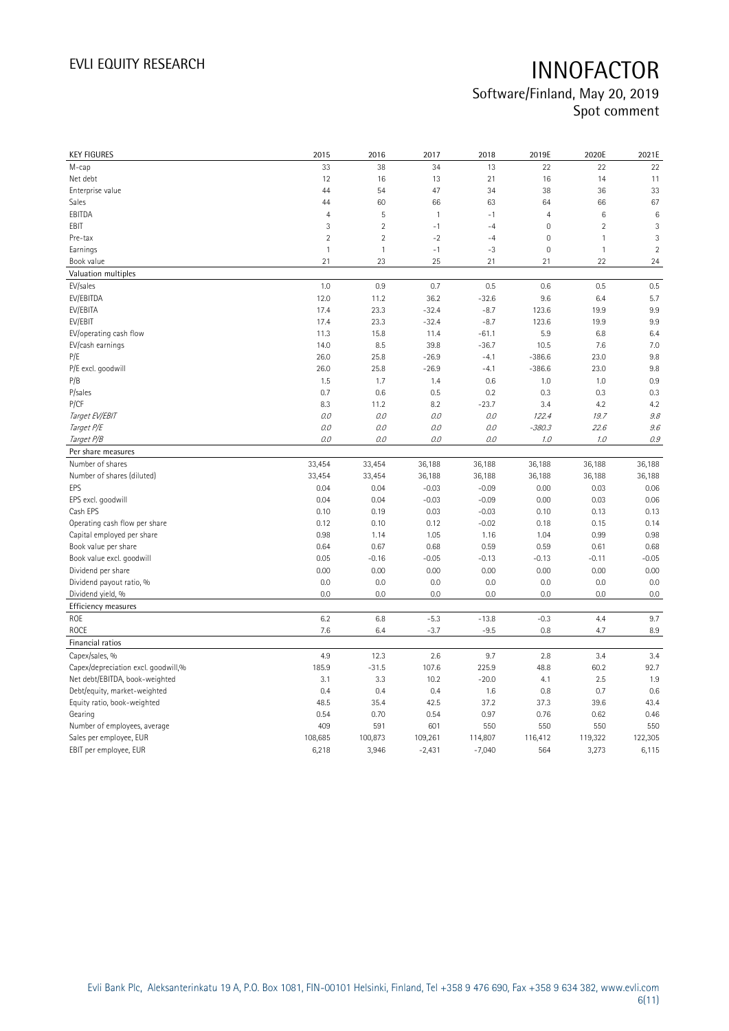# INNOFACTOR

Software/Finland, May 20, 2019
Spot comment

| KEY FIGURES | 2015 | 2016 | 2017 | 2018 | 2019E | 2020E | 2021E |
|---|---|---|---|---|---|---|---|
| M-cap | 33 | 38 | 34 | 13 | 22 | 22 | 22 |
| Net debt | 12 | 16 | 13 | 21 | 16 | 14 | 11 |
| Enterprise value | 44 | 54 | 47 | 34 | 38 | 36 | 33 |
| Sales | 44 | 60 | 66 | 63 | 64 | 66 | 67 |
| EBITDA | 4 | 5 | 1 | -1 | 4 | 6 | 6 |
| EBIT | 3 | 2 | -1 | -4 | 0 | 2 | 3 |
| Pre-tax | 2 | 2 | -2 | -4 | 0 | 1 | 3 |
| Earnings | 1 | 1 | -1 | -3 | 0 | 1 | 2 |
| Book value | 21 | 23 | 25 | 21 | 21 | 22 | 24 |
| **Valuation multiples** | | | | | | | |
| EV/sales | 1.0 | 0.9 | 0.7 | 0.5 | 0.6 | 0.5 | 0.5 |
| EV/EBITDA | 12.0 | 11.2 | 36.2 | -32.6 | 9.6 | 6.4 | 5.7 |
| EV/EBITA | 17.4 | 23.3 | -32.4 | -8.7 | 123.6 | 19.9 | 9.9 |
| EV/EBIT | 17.4 | 23.3 | -32.4 | -8.7 | 123.6 | 19.9 | 9.9 |
| EV/operating cash flow | 11.3 | 15.8 | 11.4 | -61.1 | 5.9 | 6.8 | 6.4 |
| EV/cash earnings | 14.0 | 8.5 | 39.8 | -36.7 | 10.5 | 7.6 | 7.0 |
| P/E | 26.0 | 25.8 | -26.9 | -4.1 | -386.6 | 23.0 | 9.8 |
| P/E excl. goodwill | 26.0 | 25.8 | -26.9 | -4.1 | -386.6 | 23.0 | 9.8 |
| P/B | 1.5 | 1.7 | 1.4 | 0.6 | 1.0 | 1.0 | 0.9 |
| P/sales | 0.7 | 0.6 | 0.5 | 0.2 | 0.3 | 0.3 | 0.3 |
| P/CF | 8.3 | 11.2 | 8.2 | -23.7 | 3.4 | 4.2 | 4.2 |
| *Target EV/EBIT* | *0.0* | *0.0* | *0.0* | *0.0* | *122.4* | *19.7* | *9.8* |
| *Target P/E* | *0.0* | *0.0* | *0.0* | *0.0* | *-380.3* | *22.6* | *9.6* |
| *Target P/B* | *0.0* | *0.0* | *0.0* | *0.0* | *1.0* | *1.0* | *0.9* |
| **Per share measures** | | | | | | | |
| Number of shares | 33,454 | 33,454 | 36,188 | 36,188 | 36,188 | 36,188 | 36,188 |
| Number of shares (diluted) | 33,454 | 33,454 | 36,188 | 36,188 | 36,188 | 36,188 | 36,188 |
| EPS | 0.04 | 0.04 | -0.03 | -0.09 | 0.00 | 0.03 | 0.06 |
| EPS excl. goodwill | 0.04 | 0.04 | -0.03 | -0.09 | 0.00 | 0.03 | 0.06 |
| Cash EPS | 0.10 | 0.19 | 0.03 | -0.03 | 0.10 | 0.13 | 0.13 |
| Operating cash flow per share | 0.12 | 0.10 | 0.12 | -0.02 | 0.18 | 0.15 | 0.14 |
| Capital employed per share | 0.98 | 1.14 | 1.05 | 1.16 | 1.04 | 0.99 | 0.98 |
| Book value per share | 0.64 | 0.67 | 0.68 | 0.59 | 0.59 | 0.61 | 0.68 |
| Book value excl. goodwill | 0.05 | -0.16 | -0.05 | -0.13 | -0.13 | -0.11 | -0.05 |
| Dividend per share | 0.00 | 0.00 | 0.00 | 0.00 | 0.00 | 0.00 | 0.00 |
| Dividend payout ratio, % | 0.0 | 0.0 | 0.0 | 0.0 | 0.0 | 0.0 | 0.0 |
| Dividend yield, % | 0.0 | 0.0 | 0.0 | 0.0 | 0.0 | 0.0 | 0.0 |
| **Efficiency measures** | | | | | | | |
| ROE | 6.2 | 6.8 | -5.3 | -13.8 | -0.3 | 4.4 | 9.7 |
| ROCE | 7.6 | 6.4 | -3.7 | -9.5 | 0.8 | 4.7 | 8.9 |
| **Financial ratios** | | | | | | | |
| Capex/sales, % | 4.9 | 12.3 | 2.6 | 9.7 | 2.8 | 3.4 | 3.4 |
| Capex/depreciation excl. goodwill,% | 185.9 | -31.5 | 107.6 | 225.9 | 48.8 | 60.2 | 92.7 |
| Net debt/EBITDA, book-weighted | 3.1 | 3.3 | 10.2 | -20.0 | 4.1 | 2.5 | 1.9 |
| Debt/equity, market-weighted | 0.4 | 0.4 | 0.4 | 1.6 | 0.8 | 0.7 | 0.6 |
| Equity ratio, book-weighted | 48.5 | 35.4 | 42.5 | 37.2 | 37.3 | 39.6 | 43.4 |
| Gearing | 0.54 | 0.70 | 0.54 | 0.97 | 0.76 | 0.62 | 0.46 |
| Number of employees, average | 409 | 591 | 601 | 550 | 550 | 550 | 550 |
| Sales per employee, EUR | 108,685 | 100,873 | 109,261 | 114,807 | 116,412 | 119,322 | 122,305 |
| EBIT per employee, EUR | 6,218 | 3,946 | -2,431 | -7,040 | 564 | 3,273 | 6,115 |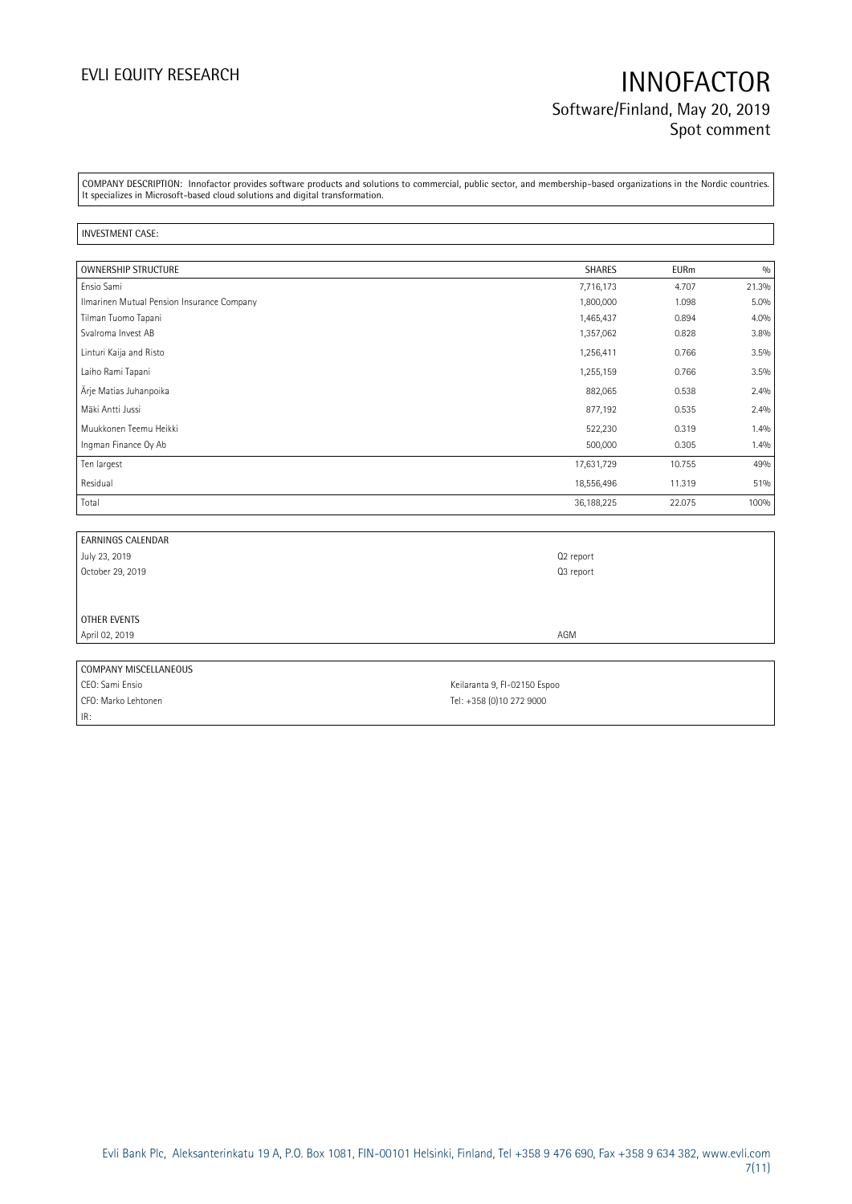COMPANY DESCRIPTION: Innofactor provides software products and solutions to commercial, public sector, and membership-based organizations in the Nordic countries. It specializes in Microsoft-based cloud solutions and digital transformation.

INVESTMENT CASE:

| OWNERSHIP STRUCTURE | SHARES | EURm | % |
|---|---|---|---|
| Ensio Sami | 7,716,173 | 4.707 | 21.3% |
| Ilmarinen Mutual Pension Insurance Company | 1,800,000 | 1.098 | 5.0% |
| Tilman Tuomo Tapani | 1,465,437 | 0.894 | 4.0% |
| Svalroma Invest AB | 1,357,062 | 0.828 | 3.8% |
| Linturi Kaija and Risto | 1,256,411 | 0.766 | 3.5% |
| Laiho Rami Tapani | 1,255,159 | 0.766 | 3.5% |
| Ärje Matias Juhanpoika | 882,065 | 0.538 | 2.4% |
| Mäki Antti Jussi | 877,192 | 0.535 | 2.4% |
| Muukkonen Teemu Heikki | 522,230 | 0.319 | 1.4% |
| Ingman Finance Oy Ab | 500,000 | 0.305 | 1.4% |
| Ten largest | 17,631,729 | 10.755 | 49% |
| Residual | 18,556,496 | 11.319 | 51% |
| Total | 36,188,225 | 22.075 | 100% |

| EARNINGS CALENDAR | |
|---|---|
| July 23, 2019 | Q2 report |
| October 29, 2019 | Q3 report |
| | |
| OTHER EVENTS | |
| April 02, 2019 | AGM |

| COMPANY MISCELLANEOUS | |
|---|---|
| CEO: Sami Ensio | Keilaranta 9, FI-02150 Espoo |
| CFO: Marko Lehtonen | Tel: +358 (0)10 272 9000 |
| IR: | |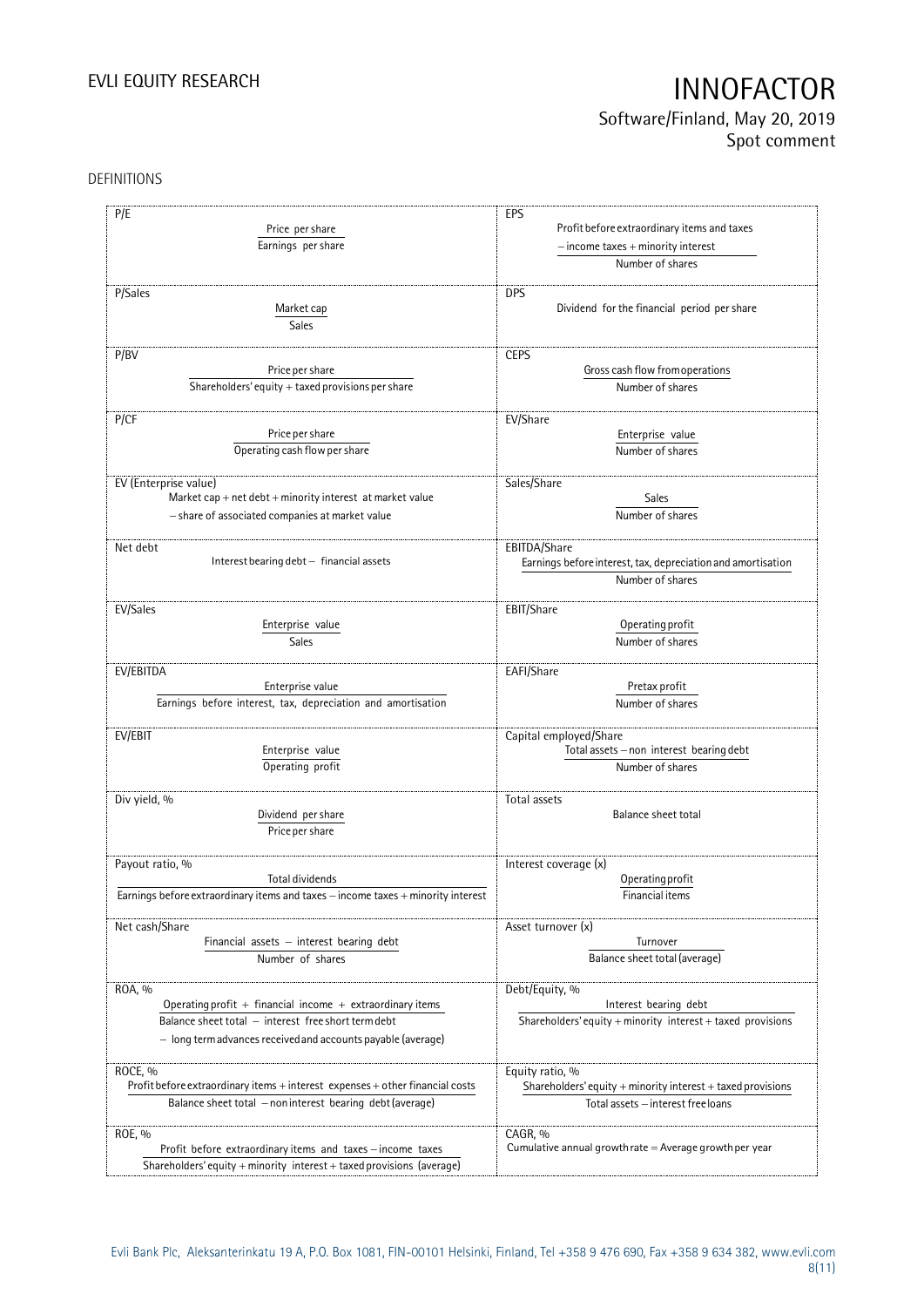DEFINITIONS

| | |
|---|---|
| **P/E**<br>$\dfrac{\text{Price per share}}{\text{Earnings per share}}$ | **EPS**<br>$\dfrac{\text{Profit before extraordinary items and taxes} - \text{income taxes} + \text{minority interest}}{\text{Number of shares}}$ |
| **P/Sales**<br>$\dfrac{\text{Market cap}}{\text{Sales}}$ | **DPS**<br>Dividend for the financial period per share |
| **P/BV**<br>$\dfrac{\text{Price per share}}{\text{Shareholders' equity} + \text{taxed provisions per share}}$ | **CEPS**<br>$\dfrac{\text{Gross cash flow from operations}}{\text{Number of shares}}$ |
| **P/CF**<br>$\dfrac{\text{Price per share}}{\text{Operating cash flow per share}}$ | **EV/Share**<br>$\dfrac{\text{Enterprise value}}{\text{Number of shares}}$ |
| **EV (Enterprise value)**<br>Market cap + net debt + minority interest at market value − share of associated companies at market value | **Sales/Share**<br>$\dfrac{\text{Sales}}{\text{Number of shares}}$ |
| **Net debt**<br>Interest bearing debt − financial assets | **EBITDA/Share**<br>$\dfrac{\text{Earnings before interest, tax, depreciation and amortisation}}{\text{Number of shares}}$ |
| **EV/Sales**<br>$\dfrac{\text{Enterprise value}}{\text{Sales}}$ | **EBIT/Share**<br>$\dfrac{\text{Operating profit}}{\text{Number of shares}}$ |
| **EV/EBITDA**<br>$\dfrac{\text{Enterprise value}}{\text{Earnings before interest, tax, depreciation and amortisation}}$ | **EAFI/Share**<br>$\dfrac{\text{Pretax profit}}{\text{Number of shares}}$ |
| **EV/EBIT**<br>$\dfrac{\text{Enterprise value}}{\text{Operating profit}}$ | **Capital employed/Share**<br>$\dfrac{\text{Total assets} - \text{non interest bearing debt}}{\text{Number of shares}}$ |
| **Div yield, %**<br>$\dfrac{\text{Dividend per share}}{\text{Price per share}}$ | **Total assets**<br>Balance sheet total |
| **Payout ratio, %**<br>$\dfrac{\text{Total dividends}}{\text{Earnings before extraordinary items and taxes} - \text{income taxes} + \text{minority interest}}$ | **Interest coverage (x)**<br>$\dfrac{\text{Operating profit}}{\text{Financial items}}$ |
| **Net cash/Share**<br>$\dfrac{\text{Financial assets} - \text{interest bearing debt}}{\text{Number of shares}}$ | **Asset turnover (x)**<br>$\dfrac{\text{Turnover}}{\text{Balance sheet total (average)}}$ |
| **ROA, %**<br>$\dfrac{\text{Operating profit} + \text{financial income} + \text{extraordinary items}}{\text{Balance sheet total} - \text{interest free short term debt} - \text{long term advances received and accounts payable (average)}}$ | **Debt/Equity, %**<br>$\dfrac{\text{Interest bearing debt}}{\text{Shareholders' equity} + \text{minority interest} + \text{taxed provisions}}$ |
| **ROCE, %**<br>$\dfrac{\text{Profit before extraordinary items} + \text{interest expenses} + \text{other financial costs}}{\text{Balance sheet total} - \text{non interest bearing debt (average)}}$ | **Equity ratio, %**<br>$\dfrac{\text{Shareholders' equity} + \text{minority interest} + \text{taxed provisions}}{\text{Total assets} - \text{interest free loans}}$ |
| **ROE, %**<br>$\dfrac{\text{Profit before extraordinary items and taxes} - \text{income taxes}}{\text{Shareholders' equity} + \text{minority interest} + \text{taxed provisions (average)}}$ | **CAGR, %**<br>Cumulative annual growth rate = Average growth per year |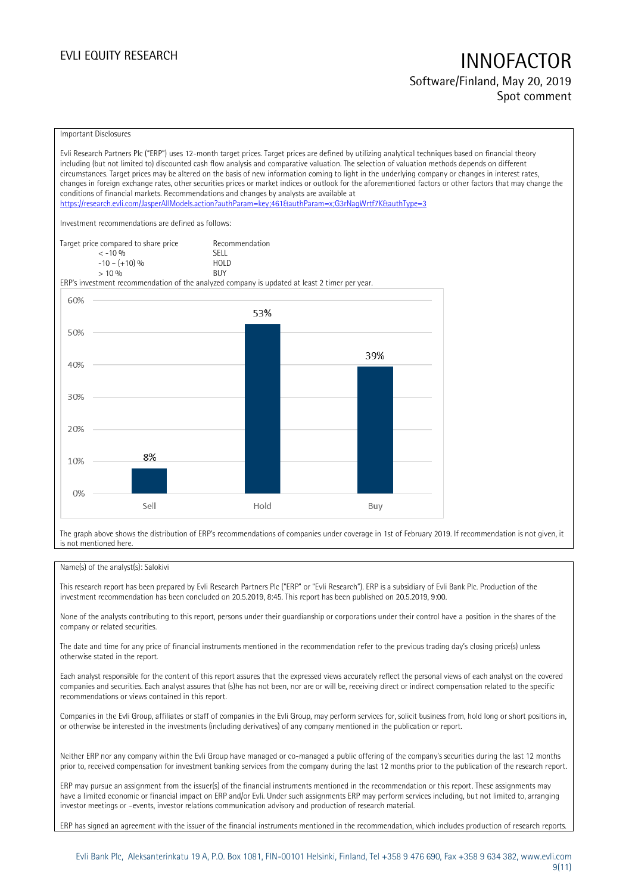Important Disclosures

Evli Research Partners Plc ("ERP") uses 12-month target prices. Target prices are defined by utilizing analytical techniques based on financial theory including (but not limited to) discounted cash flow analysis and comparative valuation. The selection of valuation methods depends on different circumstances. Target prices may be altered on the basis of new information coming to light in the underlying company or changes in interest rates, changes in foreign exchange rates, other securities prices or market indices or outlook for the aforementioned factors or other factors that may change the conditions of financial markets. Recommendations and changes by analysts are available at https://research.evli.com/JasperAllModels.action?authParam=key;461&authParam=x;G3rNagWrtf7K&authType=3

Investment recommendations are defined as follows:

| Target price compared to share price | Recommendation |
| --- | --- |
| < -10 % | SELL |
| -10 – (+10) % | HOLD |
| > 10 % | BUY |

ERP's investment recommendation of the analyzed company is updated at least 2 timer per year.

| | Sell | Hold | Buy |
| --- | --- | --- | --- |
| Share | 8% | 53% | 39% |

The graph above shows the distribution of ERP's recommendations of companies under coverage in 1st of February 2019. If recommendation is not given, it is not mentioned here.

Name(s) of the analyst(s): Salokivi

This research report has been prepared by Evli Research Partners Plc ("ERP" or "Evli Research"). ERP is a subsidiary of Evli Bank Plc. Production of the investment recommendation has been concluded on 20.5.2019, 8:45. This report has been published on 20.5.2019, 9:00.

None of the analysts contributing to this report, persons under their guardianship or corporations under their control have a position in the shares of the company or related securities.

The date and time for any price of financial instruments mentioned in the recommendation refer to the previous trading day's closing price(s) unless otherwise stated in the report.

Each analyst responsible for the content of this report assures that the expressed views accurately reflect the personal views of each analyst on the covered companies and securities. Each analyst assures that (s)he has not been, nor are or will be, receiving direct or indirect compensation related to the specific recommendations or views contained in this report.

Companies in the Evli Group, affiliates or staff of companies in the Evli Group, may perform services for, solicit business from, hold long or short positions in, or otherwise be interested in the investments (including derivatives) of any company mentioned in the publication or report.

Neither ERP nor any company within the Evli Group have managed or co-managed a public offering of the company's securities during the last 12 months prior to, received compensation for investment banking services from the company during the last 12 months prior to the publication of the research report.

ERP may pursue an assignment from the issuer(s) of the financial instruments mentioned in the recommendation or this report. These assignments may have a limited economic or financial impact on ERP and/or Evli. Under such assignments ERP may perform services including, but not limited to, arranging investor meetings or –events, investor relations communication advisory and production of research material.

ERP has signed an agreement with the issuer of the financial instruments mentioned in the recommendation, which includes production of research reports.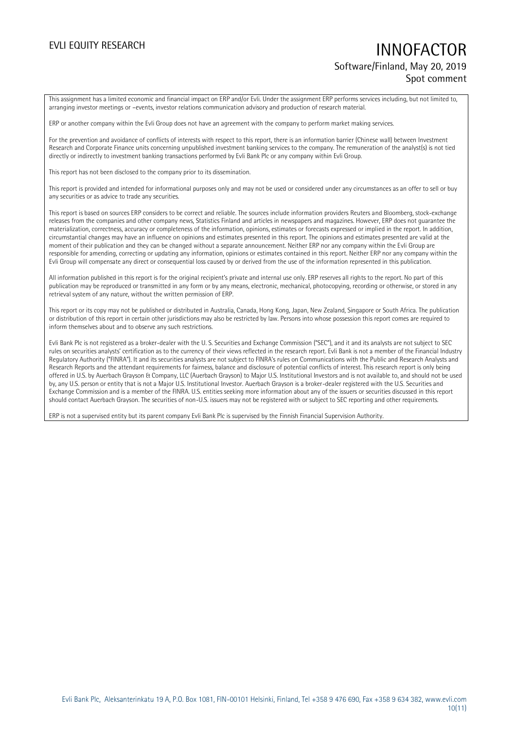This assignment has a limited economic and financial impact on ERP and/or Evli. Under the assignment ERP performs services including, but not limited to, arranging investor meetings or –events, investor relations communication advisory and production of research material.

ERP or another company within the Evli Group does not have an agreement with the company to perform market making services.

For the prevention and avoidance of conflicts of interests with respect to this report, there is an information barrier (Chinese wall) between Investment Research and Corporate Finance units concerning unpublished investment banking services to the company. The remuneration of the analyst(s) is not tied directly or indirectly to investment banking transactions performed by Evli Bank Plc or any company within Evli Group.

This report has not been disclosed to the company prior to its dissemination.

This report is provided and intended for informational purposes only and may not be used or considered under any circumstances as an offer to sell or buy any securities or as advice to trade any securities.

This report is based on sources ERP considers to be correct and reliable. The sources include information providers Reuters and Bloomberg, stock-exchange releases from the companies and other company news, Statistics Finland and articles in newspapers and magazines. However, ERP does not guarantee the materialization, correctness, accuracy or completeness of the information, opinions, estimates or forecasts expressed or implied in the report. In addition, circumstantial changes may have an influence on opinions and estimates presented in this report. The opinions and estimates presented are valid at the moment of their publication and they can be changed without a separate announcement. Neither ERP nor any company within the Evli Group are responsible for amending, correcting or updating any information, opinions or estimates contained in this report. Neither ERP nor any company within the Evli Group will compensate any direct or consequential loss caused by or derived from the use of the information represented in this publication.

All information published in this report is for the original recipient's private and internal use only. ERP reserves all rights to the report. No part of this publication may be reproduced or transmitted in any form or by any means, electronic, mechanical, photocopying, recording or otherwise, or stored in any retrieval system of any nature, without the written permission of ERP.

This report or its copy may not be published or distributed in Australia, Canada, Hong Kong, Japan, New Zealand, Singapore or South Africa. The publication or distribution of this report in certain other jurisdictions may also be restricted by law. Persons into whose possession this report comes are required to inform themselves about and to observe any such restrictions.

Evli Bank Plc is not registered as a broker-dealer with the U. S. Securities and Exchange Commission ("SEC"), and it and its analysts are not subject to SEC rules on securities analysts' certification as to the currency of their views reflected in the research report. Evli Bank is not a member of the Financial Industry Regulatory Authority ("FINRA"). It and its securities analysts are not subject to FINRA's rules on Communications with the Public and Research Analysts and Research Reports and the attendant requirements for fairness, balance and disclosure of potential conflicts of interest. This research report is only being offered in U.S. by Auerbach Grayson & Company, LLC (Auerbach Grayson) to Major U.S. Institutional Investors and is not available to, and should not be used by, any U.S. person or entity that is not a Major U.S. Institutional Investor. Auerbach Grayson is a broker-dealer registered with the U.S. Securities and Exchange Commission and is a member of the FINRA. U.S. entities seeking more information about any of the issuers or securities discussed in this report should contact Auerbach Grayson. The securities of non-U.S. issuers may not be registered with or subject to SEC reporting and other requirements.

ERP is not a supervised entity but its parent company Evli Bank Plc is supervised by the Finnish Financial Supervision Authority.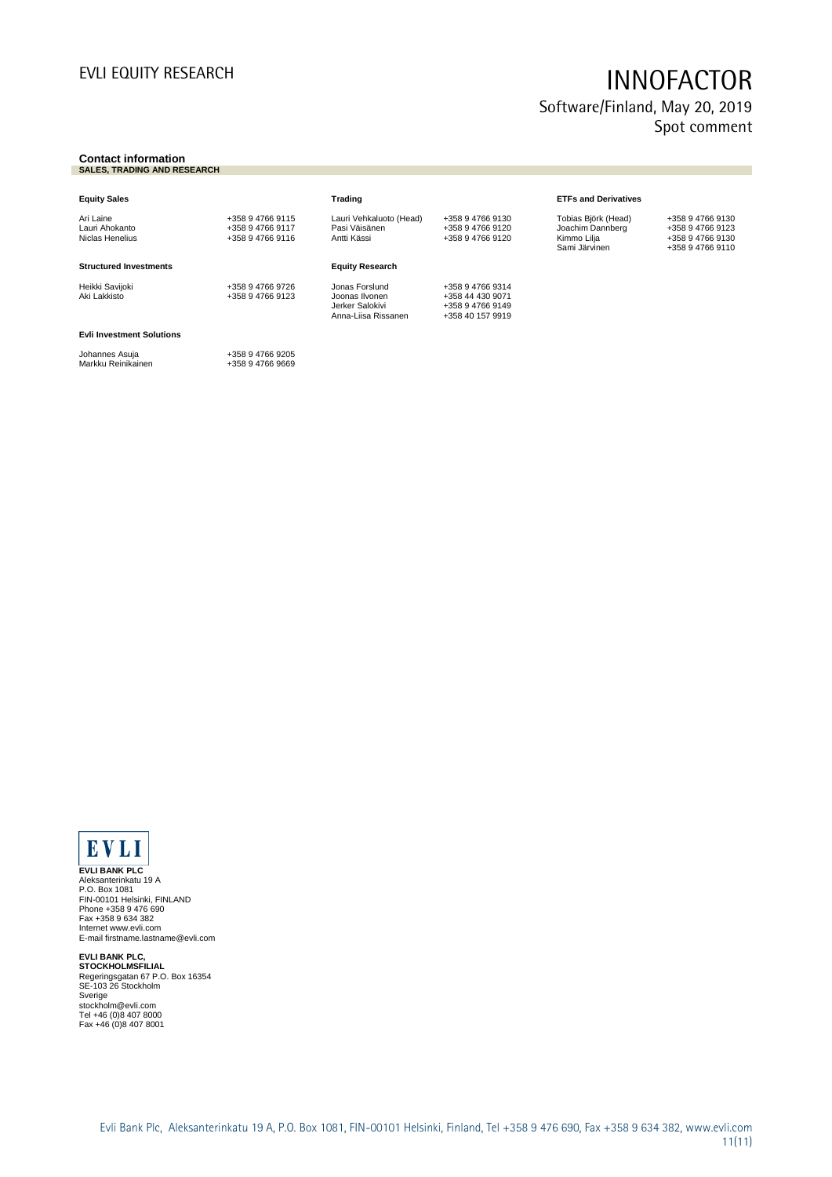## Contact information

**SALES, TRADING AND RESEARCH**

**Equity Sales**

| | |
|---|---|
| Ari Laine | +358 9 4766 9115 |
| Lauri Ahokanto | +358 9 4766 9117 |
| Niclas Henelius | +358 9 4766 9116 |

**Structured Investments**

| | |
|---|---|
| Heikki Savijoki | +358 9 4766 9726 |
| Aki Lakkisto | +358 9 4766 9123 |

**Evli Investment Solutions**

| | |
|---|---|
| Johannes Asuja | +358 9 4766 9205 |
| Markku Reinikainen | +358 9 4766 9669 |

**Trading**

| | |
|---|---|
| Lauri Vehkaluoto (Head) | +358 9 4766 9130 |
| Pasi Väisänen | +358 9 4766 9120 |
| Antti Kässi | +358 9 4766 9120 |

**Equity Research**

| | |
|---|---|
| Jonas Forslund | +358 9 4766 9314 |
| Joonas Ilvonen | +358 44 430 9071 |
| Jerker Salokivi | +358 9 4766 9149 |
| Anna-Liisa Rissanen | +358 40 157 9919 |

**ETFs and Derivatives**

| | |
|---|---|
| Tobias Björk (Head) | +358 9 4766 9130 |
| Joachim Dannberg | +358 9 4766 9123 |
| Kimmo Lilja | +358 9 4766 9130 |
| Sami Järvinen | +358 9 4766 9110 |

EVLI

**EVLI BANK PLC**
Aleksanterinkatu 19 A
P.O. Box 1081
FIN-00101 Helsinki, FINLAND
Phone +358 9 476 690
Fax +358 9 634 382
Internet www.evli.com
E-mail firstname.lastname@evli.com

**EVLI BANK PLC, STOCKHOLMSFILIAL**
Regeringsgatan 67 P.O. Box 16354
SE-103 26 Stockholm
Sverige
stockholm@evli.com
Tel +46 (0)8 407 8000
Fax +46 (0)8 407 8001